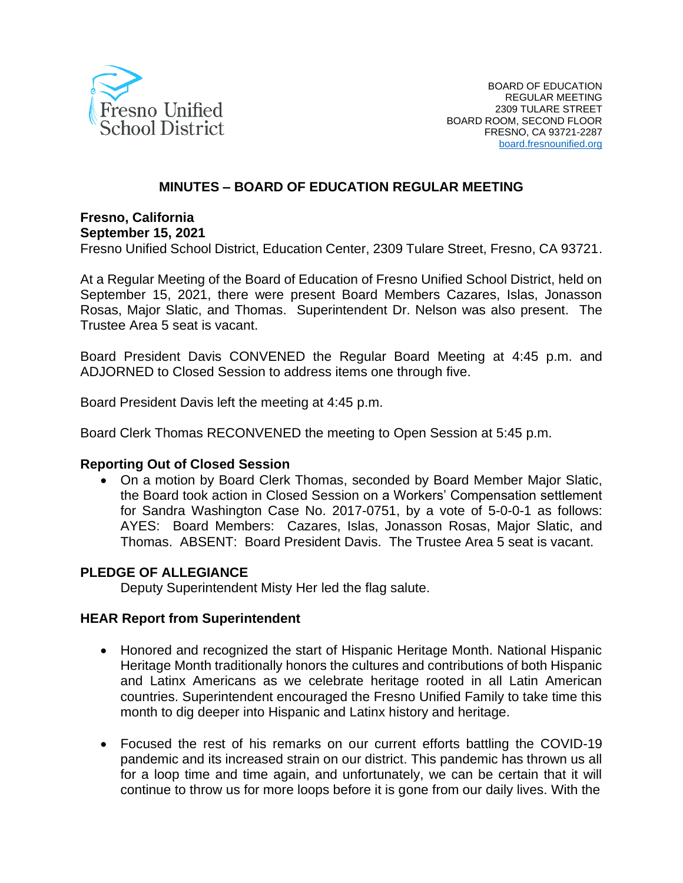Fresno Unified School District

BOARD OF EDUCATION
REGULAR MEETING
2309 TULARE STREET
BOARD ROOM, SECOND FLOOR
FRESNO, CA 93721-2287
board.fresnounified.org

# MINUTES – BOARD OF EDUCATION REGULAR MEETING

**Fresno, California**
**September 15, 2021**
Fresno Unified School District, Education Center, 2309 Tulare Street, Fresno, CA 93721.

At a Regular Meeting of the Board of Education of Fresno Unified School District, held on September 15, 2021, there were present Board Members Cazares, Islas, Jonasson Rosas, Major Slatic, and Thomas. Superintendent Dr. Nelson was also present. The Trustee Area 5 seat is vacant.

Board President Davis CONVENED the Regular Board Meeting at 4:45 p.m. and ADJOURNED to Closed Session to address items one through five.

Board President Davis left the meeting at 4:45 p.m.

Board Clerk Thomas RECONVENED the meeting to Open Session at 5:45 p.m.

### Reporting Out of Closed Session

- On a motion by Board Clerk Thomas, seconded by Board Member Major Slatic, the Board took action in Closed Session on a Workers' Compensation settlement for Sandra Washington Case No. 2017-0751, by a vote of 5-0-0-1 as follows: AYES: Board Members: Cazares, Islas, Jonasson Rosas, Major Slatic, and Thomas. ABSENT: Board President Davis. The Trustee Area 5 seat is vacant.

### PLEDGE OF ALLEGIANCE

Deputy Superintendent Misty Her led the flag salute.

### HEAR Report from Superintendent

- Honored and recognized the start of Hispanic Heritage Month. National Hispanic Heritage Month traditionally honors the cultures and contributions of both Hispanic and Latinx Americans as we celebrate heritage rooted in all Latin American countries. Superintendent encouraged the Fresno Unified Family to take time this month to dig deeper into Hispanic and Latinx history and heritage.

- Focused the rest of his remarks on our current efforts battling the COVID-19 pandemic and its increased strain on our district. This pandemic has thrown us all for a loop time and time again, and unfortunately, we can be certain that it will continue to throw us for more loops before it is gone from our daily lives. With the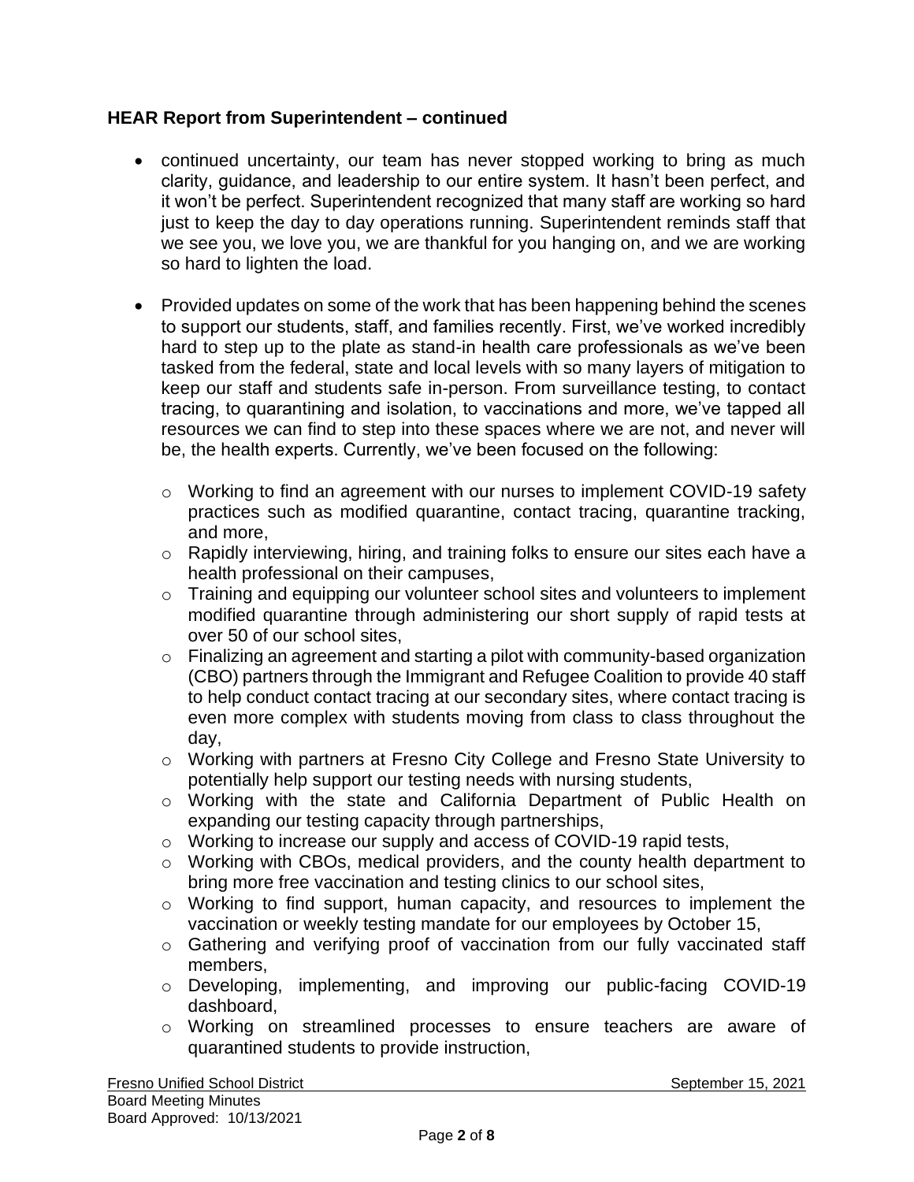**HEAR Report from Superintendent – continued**

- continued uncertainty, our team has never stopped working to bring as much clarity, guidance, and leadership to our entire system. It hasn't been perfect, and it won't be perfect. Superintendent recognized that many staff are working so hard just to keep the day to day operations running. Superintendent reminds staff that we see you, we love you, we are thankful for you hanging on, and we are working so hard to lighten the load.
- Provided updates on some of the work that has been happening behind the scenes to support our students, staff, and families recently. First, we've worked incredibly hard to step up to the plate as stand-in health care professionals as we've been tasked from the federal, state and local levels with so many layers of mitigation to keep our staff and students safe in-person. From surveillance testing, to contact tracing, to quarantining and isolation, to vaccinations and more, we've tapped all resources we can find to step into these spaces where we are not, and never will be, the health experts. Currently, we've been focused on the following:
    - Working to find an agreement with our nurses to implement COVID-19 safety practices such as modified quarantine, contact tracing, quarantine tracking, and more,
    - Rapidly interviewing, hiring, and training folks to ensure our sites each have a health professional on their campuses,
    - Training and equipping our volunteer school sites and volunteers to implement modified quarantine through administering our short supply of rapid tests at over 50 of our school sites,
    - Finalizing an agreement and starting a pilot with community-based organization (CBO) partners through the Immigrant and Refugee Coalition to provide 40 staff to help conduct contact tracing at our secondary sites, where contact tracing is even more complex with students moving from class to class throughout the day,
    - Working with partners at Fresno City College and Fresno State University to potentially help support our testing needs with nursing students,
    - Working with the state and California Department of Public Health on expanding our testing capacity through partnerships,
    - Working to increase our supply and access of COVID-19 rapid tests,
    - Working with CBOs, medical providers, and the county health department to bring more free vaccination and testing clinics to our school sites,
    - Working to find support, human capacity, and resources to implement the vaccination or weekly testing mandate for our employees by October 15,
    - Gathering and verifying proof of vaccination from our fully vaccinated staff members,
    - Developing, implementing, and improving our public-facing COVID-19 dashboard,
    - Working on streamlined processes to ensure teachers are aware of quarantined students to provide instruction,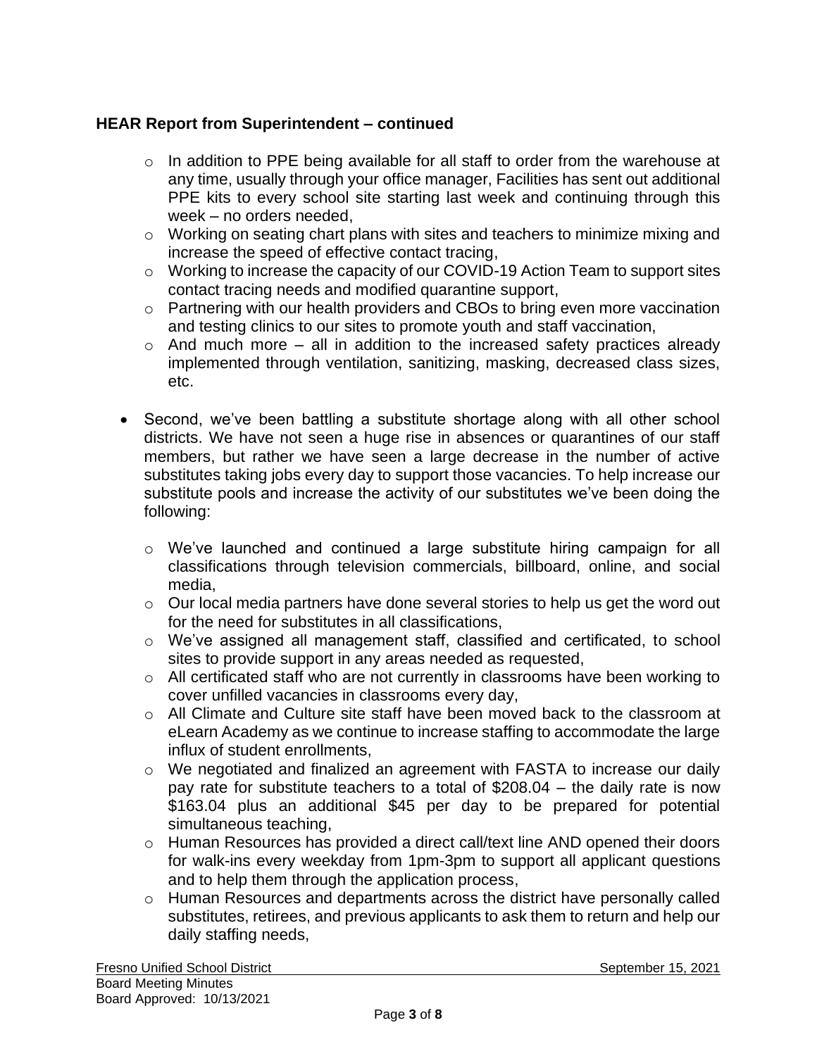**HEAR Report from Superintendent – continued**

  - In addition to PPE being available for all staff to order from the warehouse at any time, usually through your office manager, Facilities has sent out additional PPE kits to every school site starting last week and continuing through this week – no orders needed,
  - Working on seating chart plans with sites and teachers to minimize mixing and increase the speed of effective contact tracing,
  - Working to increase the capacity of our COVID-19 Action Team to support sites contact tracing needs and modified quarantine support,
  - Partnering with our health providers and CBOs to bring even more vaccination and testing clinics to our sites to promote youth and staff vaccination,
  - And much more – all in addition to the increased safety practices already implemented through ventilation, sanitizing, masking, decreased class sizes, etc.

- Second, we've been battling a substitute shortage along with all other school districts. We have not seen a huge rise in absences or quarantines of our staff members, but rather we have seen a large decrease in the number of active substitutes taking jobs every day to support those vacancies. To help increase our substitute pools and increase the activity of our substitutes we've been doing the following:

  - We've launched and continued a large substitute hiring campaign for all classifications through television commercials, billboard, online, and social media,
  - Our local media partners have done several stories to help us get the word out for the need for substitutes in all classifications,
  - We've assigned all management staff, classified and certificated, to school sites to provide support in any areas needed as requested,
  - All certificated staff who are not currently in classrooms have been working to cover unfilled vacancies in classrooms every day,
  - All Climate and Culture site staff have been moved back to the classroom at eLearn Academy as we continue to increase staffing to accommodate the large influx of student enrollments,
  - We negotiated and finalized an agreement with FASTA to increase our daily pay rate for substitute teachers to a total of $208.04 – the daily rate is now $163.04 plus an additional $45 per day to be prepared for potential simultaneous teaching,
  - Human Resources has provided a direct call/text line AND opened their doors for walk-ins every weekday from 1pm-3pm to support all applicant questions and to help them through the application process,
  - Human Resources and departments across the district have personally called substitutes, retirees, and previous applicants to ask them to return and help our daily staffing needs,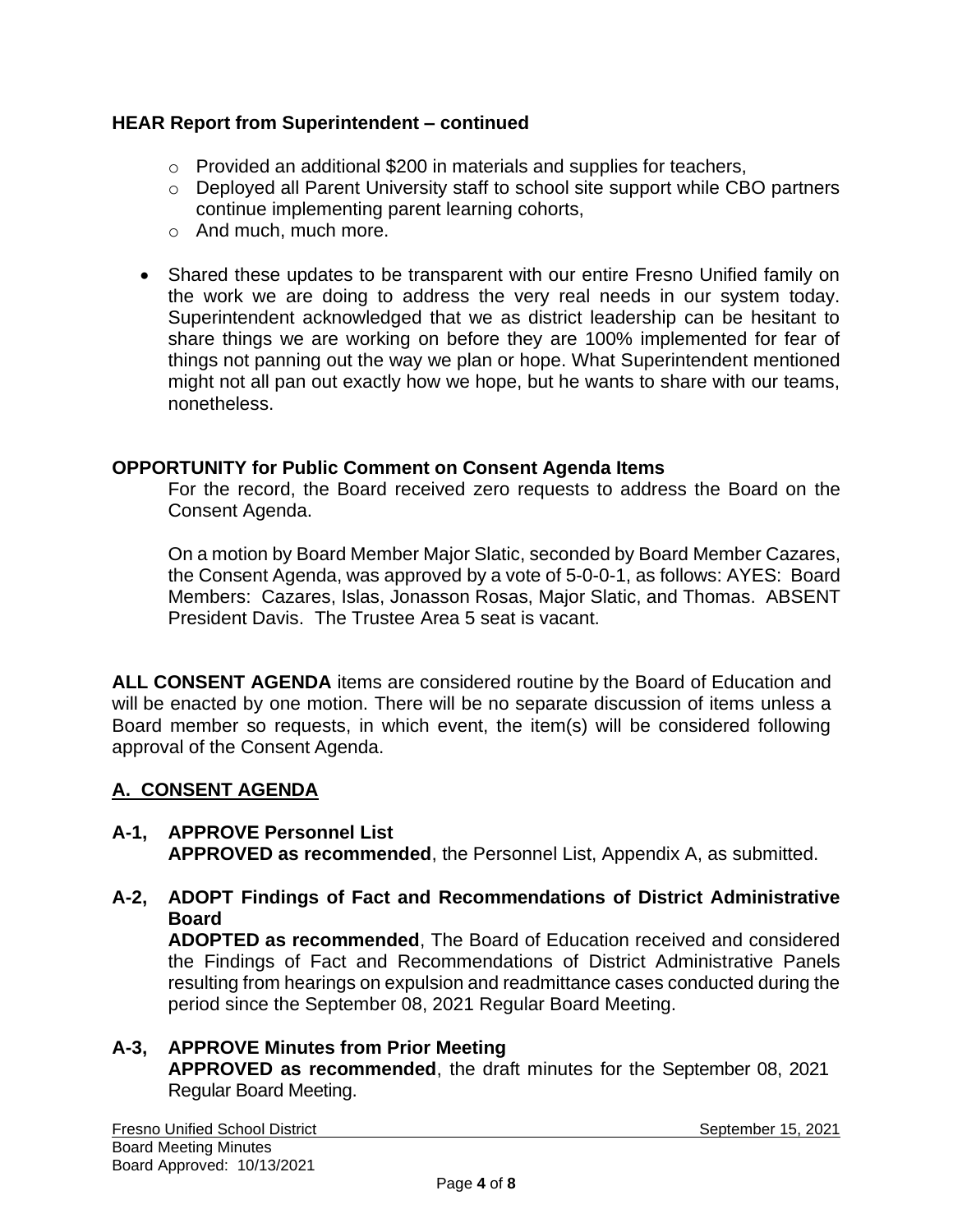**HEAR Report from Superintendent – continued**

- Provided an additional $200 in materials and supplies for teachers,
- Deployed all Parent University staff to school site support while CBO partners continue implementing parent learning cohorts,
- And much, much more.

- Shared these updates to be transparent with our entire Fresno Unified family on the work we are doing to address the very real needs in our system today. Superintendent acknowledged that we as district leadership can be hesitant to share things we are working on before they are 100% implemented for fear of things not panning out the way we plan or hope. What Superintendent mentioned might not all pan out exactly how we hope, but he wants to share with our teams, nonetheless.

**OPPORTUNITY for Public Comment on Consent Agenda Items**

For the record, the Board received zero requests to address the Board on the Consent Agenda.

On a motion by Board Member Major Slatic, seconded by Board Member Cazares, the Consent Agenda, was approved by a vote of 5-0-0-1, as follows: AYES: Board Members: Cazares, Islas, Jonasson Rosas, Major Slatic, and Thomas. ABSENT President Davis. The Trustee Area 5 seat is vacant.

**ALL CONSENT AGENDA** items are considered routine by the Board of Education and will be enacted by one motion. There will be no separate discussion of items unless a Board member so requests, in which event, the item(s) will be considered following approval of the Consent Agenda.

## A. CONSENT AGENDA

**A-1, APPROVE Personnel List**

**APPROVED as recommended**, the Personnel List, Appendix A, as submitted.

**A-2, ADOPT Findings of Fact and Recommendations of District Administrative Board**

**ADOPTED as recommended**, The Board of Education received and considered the Findings of Fact and Recommendations of District Administrative Panels resulting from hearings on expulsion and readmittance cases conducted during the period since the September 08, 2021 Regular Board Meeting.

**A-3, APPROVE Minutes from Prior Meeting**

**APPROVED as recommended**, the draft minutes for the September 08, 2021 Regular Board Meeting.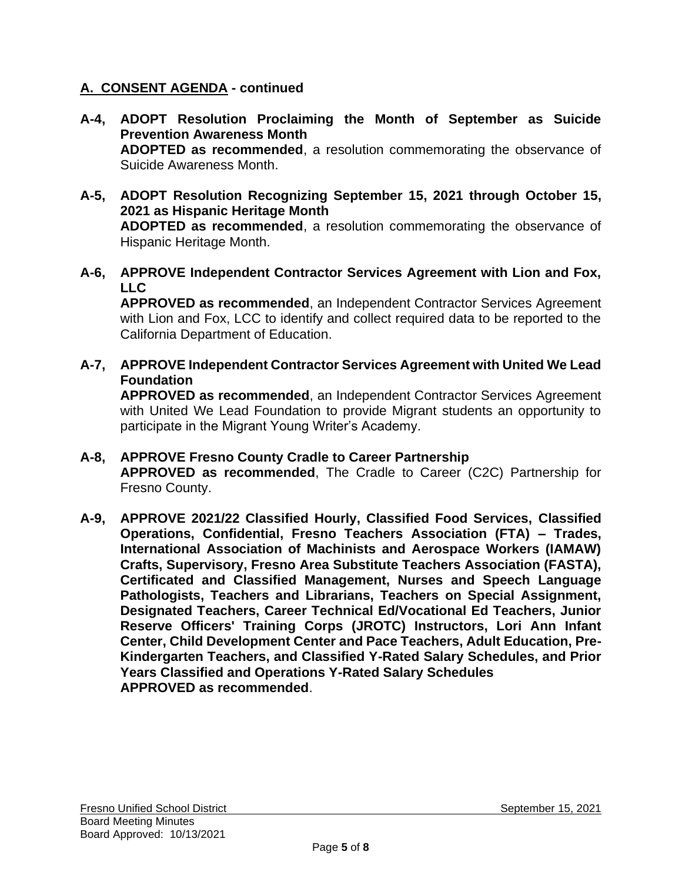## A. CONSENT AGENDA - continued

**A-4, ADOPT Resolution Proclaiming the Month of September as Suicide Prevention Awareness Month**
**ADOPTED as recommended**, a resolution commemorating the observance of Suicide Awareness Month.

**A-5, ADOPT Resolution Recognizing September 15, 2021 through October 15, 2021 as Hispanic Heritage Month**
**ADOPTED as recommended**, a resolution commemorating the observance of Hispanic Heritage Month.

**A-6, APPROVE Independent Contractor Services Agreement with Lion and Fox, LLC**
**APPROVED as recommended**, an Independent Contractor Services Agreement with Lion and Fox, LCC to identify and collect required data to be reported to the California Department of Education.

**A-7, APPROVE Independent Contractor Services Agreement with United We Lead Foundation**
**APPROVED as recommended**, an Independent Contractor Services Agreement with United We Lead Foundation to provide Migrant students an opportunity to participate in the Migrant Young Writer's Academy.

**A-8, APPROVE Fresno County Cradle to Career Partnership**
**APPROVED as recommended**, The Cradle to Career (C2C) Partnership for Fresno County.

**A-9, APPROVE 2021/22 Classified Hourly, Classified Food Services, Classified Operations, Confidential, Fresno Teachers Association (FTA) – Trades, International Association of Machinists and Aerospace Workers (IAMAW) Crafts, Supervisory, Fresno Area Substitute Teachers Association (FASTA), Certificated and Classified Management, Nurses and Speech Language Pathologists, Teachers and Librarians, Teachers on Special Assignment, Designated Teachers, Career Technical Ed/Vocational Ed Teachers, Junior Reserve Officers' Training Corps (JROTC) Instructors, Lori Ann Infant Center, Child Development Center and Pace Teachers, Adult Education, Pre-Kindergarten Teachers, and Classified Y-Rated Salary Schedules, and Prior Years Classified and Operations Y-Rated Salary Schedules**
**APPROVED as recommended**.

Fresno Unified School District September 15, 2021
Board Meeting Minutes
Board Approved: 10/13/2021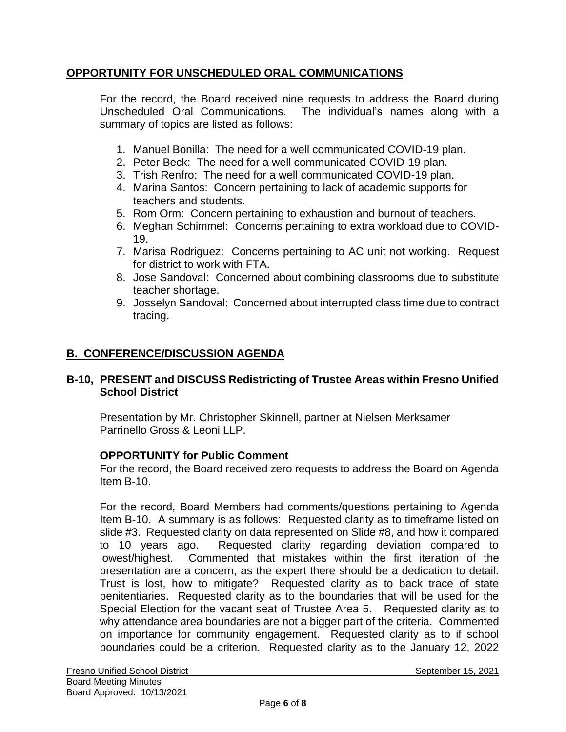## OPPORTUNITY FOR UNSCHEDULED ORAL COMMUNICATIONS

For the record, the Board received nine requests to address the Board during Unscheduled Oral Communications. The individual's names along with a summary of topics are listed as follows:

1. Manuel Bonilla: The need for a well communicated COVID-19 plan.
2. Peter Beck: The need for a well communicated COVID-19 plan.
3. Trish Renfro: The need for a well communicated COVID-19 plan.
4. Marina Santos: Concern pertaining to lack of academic supports for teachers and students.
5. Rom Orm: Concern pertaining to exhaustion and burnout of teachers.
6. Meghan Schimmel: Concerns pertaining to extra workload due to COVID-19.
7. Marisa Rodriguez: Concerns pertaining to AC unit not working. Request for district to work with FTA.
8. Jose Sandoval: Concerned about combining classrooms due to substitute teacher shortage.
9. Josselyn Sandoval: Concerned about interrupted class time due to contract tracing.

## B. CONFERENCE/DISCUSSION AGENDA

### B-10, PRESENT and DISCUSS Redistricting of Trustee Areas within Fresno Unified School District

Presentation by Mr. Christopher Skinnell, partner at Nielsen Merksamer Parrinello Gross & Leoni LLP.

**OPPORTUNITY for Public Comment**

For the record, the Board received zero requests to address the Board on Agenda Item B-10.

For the record, Board Members had comments/questions pertaining to Agenda Item B-10. A summary is as follows: Requested clarity as to timeframe listed on slide #3. Requested clarity on data represented on Slide #8, and how it compared to 10 years ago. Requested clarity regarding deviation compared to lowest/highest. Commented that mistakes within the first iteration of the presentation are a concern, as the expert there should be a dedication to detail. Trust is lost, how to mitigate? Requested clarity as to back trace of state penitentiaries. Requested clarity as to the boundaries that will be used for the Special Election for the vacant seat of Trustee Area 5. Requested clarity as to why attendance area boundaries are not a bigger part of the criteria. Commented on importance for community engagement. Requested clarity as to if school boundaries could be a criterion. Requested clarity as to the January 12, 2022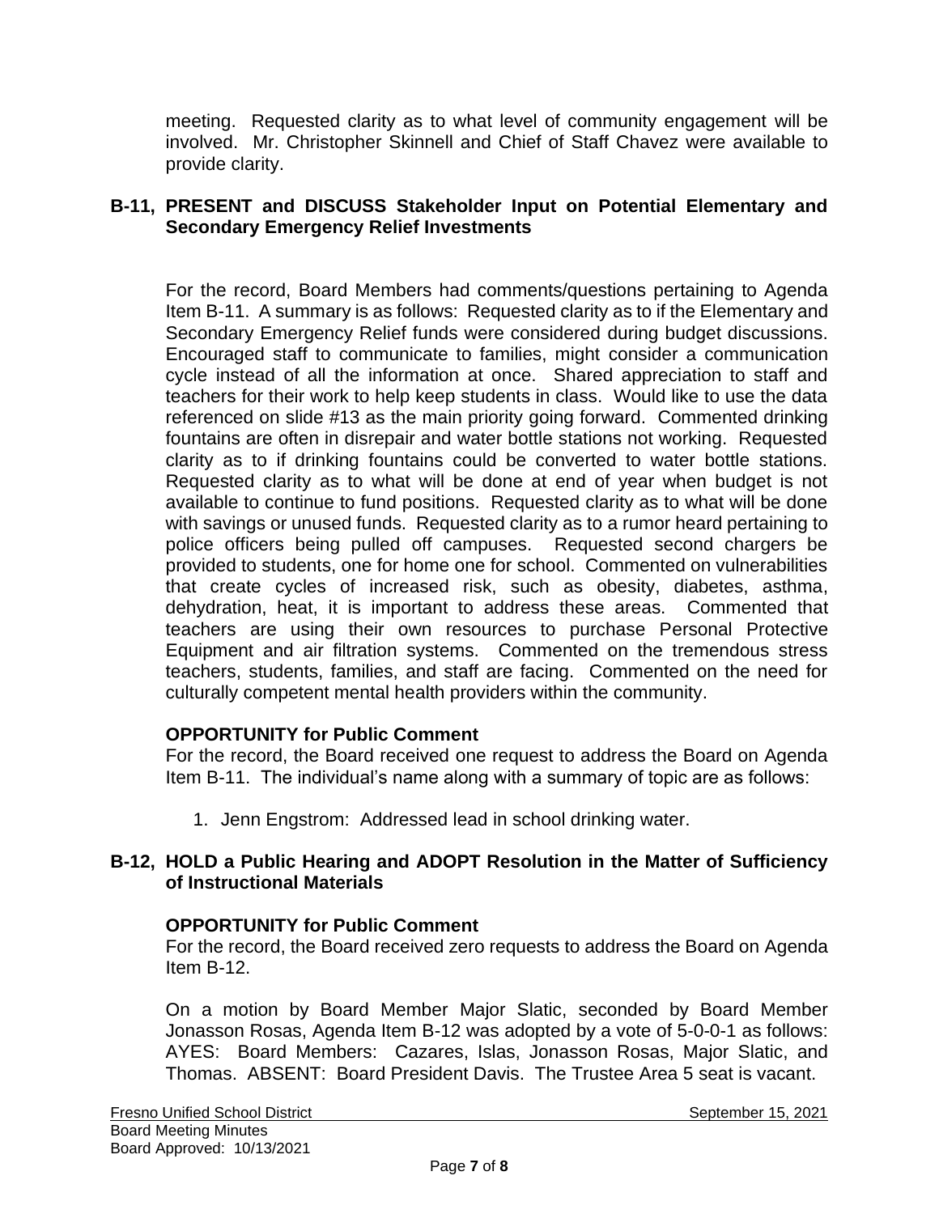meeting. Requested clarity as to what level of community engagement will be involved. Mr. Christopher Skinnell and Chief of Staff Chavez were available to provide clarity.

### B-11, PRESENT and DISCUSS Stakeholder Input on Potential Elementary and Secondary Emergency Relief Investments

For the record, Board Members had comments/questions pertaining to Agenda Item B-11. A summary is as follows: Requested clarity as to if the Elementary and Secondary Emergency Relief funds were considered during budget discussions. Encouraged staff to communicate to families, might consider a communication cycle instead of all the information at once. Shared appreciation to staff and teachers for their work to help keep students in class. Would like to use the data referenced on slide #13 as the main priority going forward. Commented drinking fountains are often in disrepair and water bottle stations not working. Requested clarity as to if drinking fountains could be converted to water bottle stations. Requested clarity as to what will be done at end of year when budget is not available to continue to fund positions. Requested clarity as to what will be done with savings or unused funds. Requested clarity as to a rumor heard pertaining to police officers being pulled off campuses. Requested second chargers be provided to students, one for home one for school. Commented on vulnerabilities that create cycles of increased risk, such as obesity, diabetes, asthma, dehydration, heat, it is important to address these areas. Commented that teachers are using their own resources to purchase Personal Protective Equipment and air filtration systems. Commented on the tremendous stress teachers, students, families, and staff are facing. Commented on the need for culturally competent mental health providers within the community.

**OPPORTUNITY for Public Comment**
For the record, the Board received one request to address the Board on Agenda Item B-11. The individual's name along with a summary of topic are as follows:

1. Jenn Engstrom: Addressed lead in school drinking water.

### B-12, HOLD a Public Hearing and ADOPT Resolution in the Matter of Sufficiency of Instructional Materials

**OPPORTUNITY for Public Comment**
For the record, the Board received zero requests to address the Board on Agenda Item B-12.

On a motion by Board Member Major Slatic, seconded by Board Member Jonasson Rosas, Agenda Item B-12 was adopted by a vote of 5-0-0-1 as follows: AYES: Board Members: Cazares, Islas, Jonasson Rosas, Major Slatic, and Thomas. ABSENT: Board President Davis. The Trustee Area 5 seat is vacant.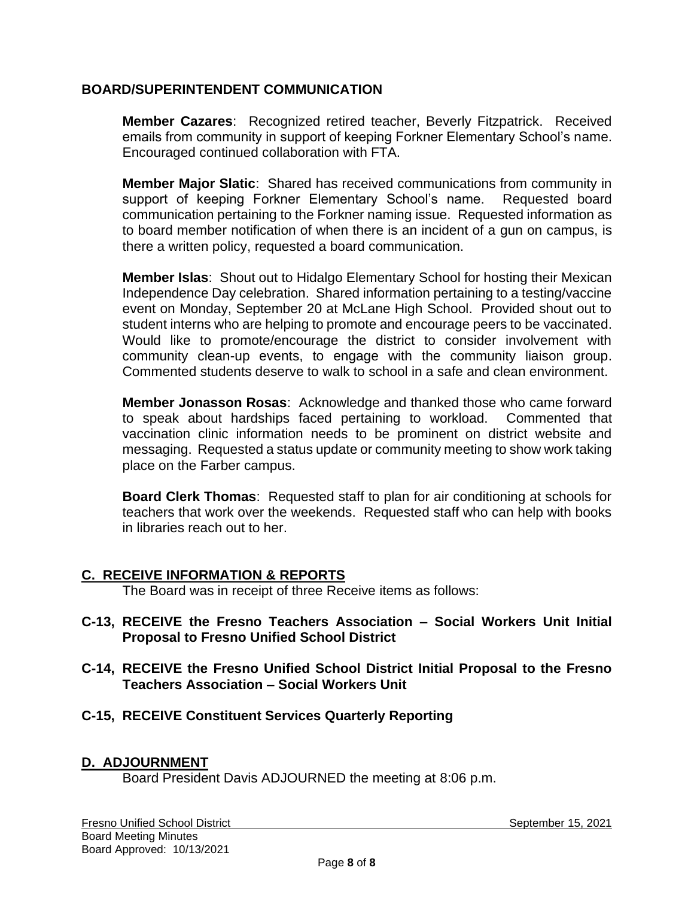## BOARD/SUPERINTENDENT COMMUNICATION

**Member Cazares**: Recognized retired teacher, Beverly Fitzpatrick. Received emails from community in support of keeping Forkner Elementary School's name. Encouraged continued collaboration with FTA.

**Member Major Slatic**: Shared has received communications from community in support of keeping Forkner Elementary School's name. Requested board communication pertaining to the Forkner naming issue. Requested information as to board member notification of when there is an incident of a gun on campus, is there a written policy, requested a board communication.

**Member Islas**: Shout out to Hidalgo Elementary School for hosting their Mexican Independence Day celebration. Shared information pertaining to a testing/vaccine event on Monday, September 20 at McLane High School. Provided shout out to student interns who are helping to promote and encourage peers to be vaccinated. Would like to promote/encourage the district to consider involvement with community clean-up events, to engage with the community liaison group. Commented students deserve to walk to school in a safe and clean environment.

**Member Jonasson Rosas**: Acknowledge and thanked those who came forward to speak about hardships faced pertaining to workload. Commented that vaccination clinic information needs to be prominent on district website and messaging. Requested a status update or community meeting to show work taking place on the Farber campus.

**Board Clerk Thomas**: Requested staff to plan for air conditioning at schools for teachers that work over the weekends. Requested staff who can help with books in libraries reach out to her.

## C. RECEIVE INFORMATION & REPORTS

The Board was in receipt of three Receive items as follows:

**C-13, RECEIVE the Fresno Teachers Association – Social Workers Unit Initial Proposal to Fresno Unified School District**

**C-14, RECEIVE the Fresno Unified School District Initial Proposal to the Fresno Teachers Association – Social Workers Unit**

**C-15, RECEIVE Constituent Services Quarterly Reporting**

## D. ADJOURNMENT

Board President Davis ADJOURNED the meeting at 8:06 p.m.